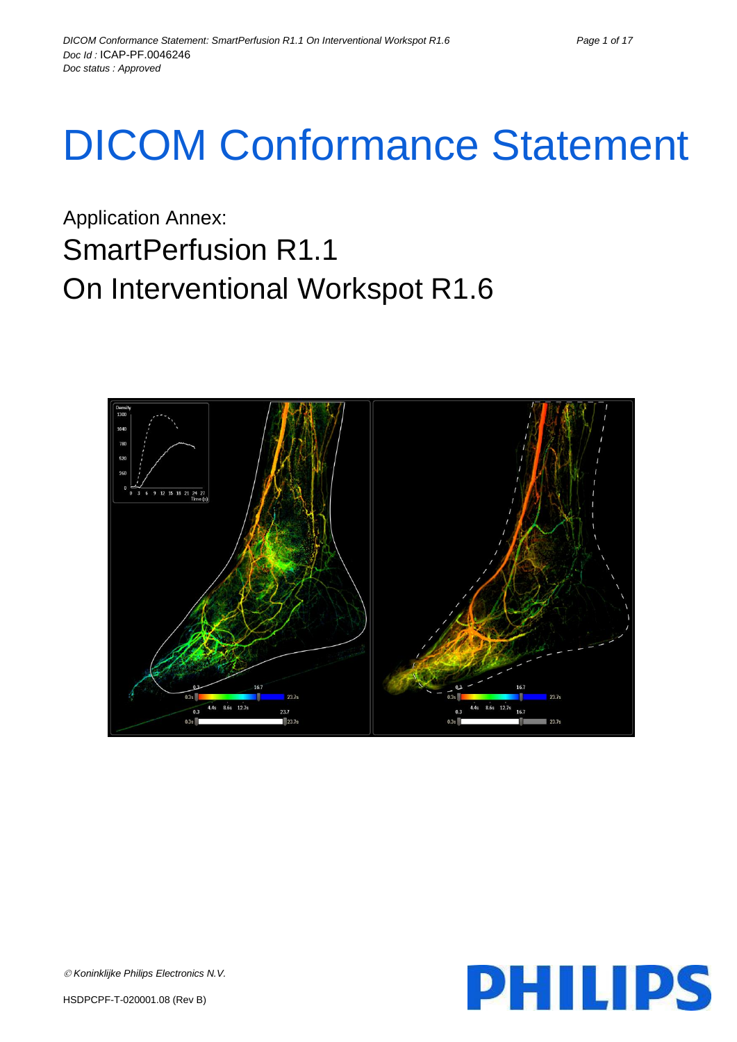Doc Id : ICAP-PF.0046246

Doc status : Approved

# DICOM Conformance Statement

## Application Annex:

## SmartPerfusion R1.1

## On Interventional Workspot R1.6

© Koninklijke Philips Electronics N.V.

HSDPCPF-T-020001.08 (Rev B)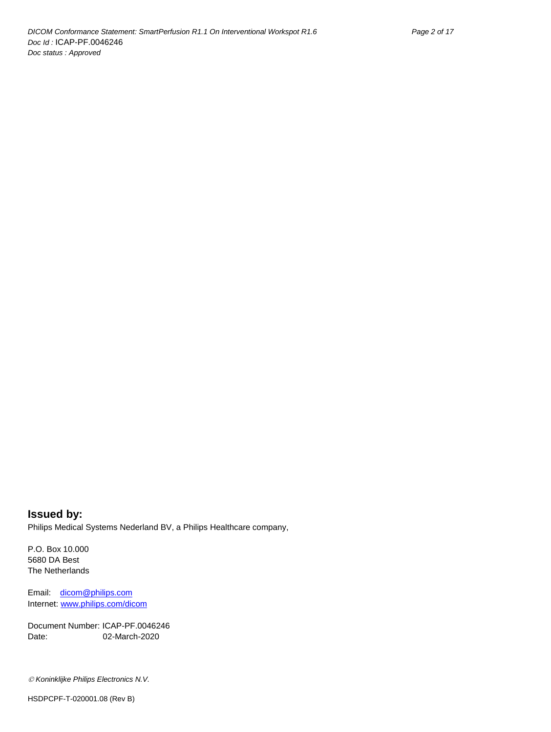**Issued by:**

Philips Medical Systems Nederland BV, a Philips Healthcare company,

P.O. Box 10.000
5680 DA Best
The Netherlands

Email: dicom@philips.com
Internet: www.philips.com/dicom

Document Number: ICAP-PF.0046246
Date: 02-March-2020

*© Koninklijke Philips Electronics N.V.*

HSDPCPF-T-020001.08 (Rev B)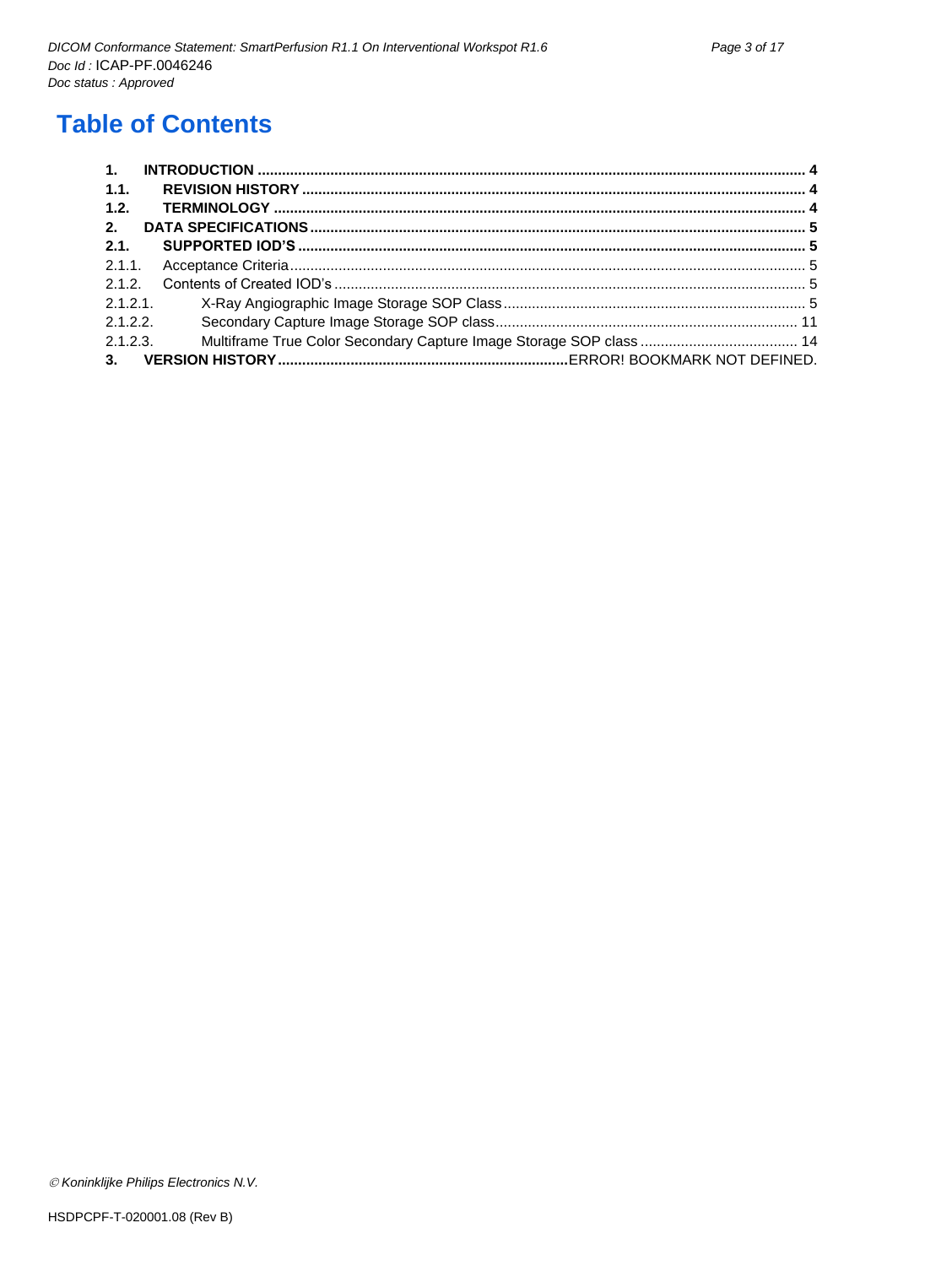# Table of Contents

| | | |
|---|---|---|
| **1.** | **INTRODUCTION** | **4** |
| **1.1.** | **REVISION HISTORY** | **4** |
| **1.2.** | **TERMINOLOGY** | **4** |
| **2.** | **DATA SPECIFICATIONS** | **5** |
| **2.1.** | **SUPPORTED IOD'S** | **5** |
| 2.1.1. | Acceptance Criteria | 5 |
| 2.1.2. | Contents of Created IOD's | 5 |
| 2.1.2.1. | X-Ray Angiographic Image Storage SOP Class | 5 |
| 2.1.2.2. | Secondary Capture Image Storage SOP class | 11 |
| 2.1.2.3. | Multiframe True Color Secondary Capture Image Storage SOP class | 14 |
| **3.** | **VERSION HISTORY** | ERROR! BOOKMARK NOT DEFINED. |

*© Koninklijke Philips Electronics N.V.*

HSDPCPF-T-020001.08 (Rev B)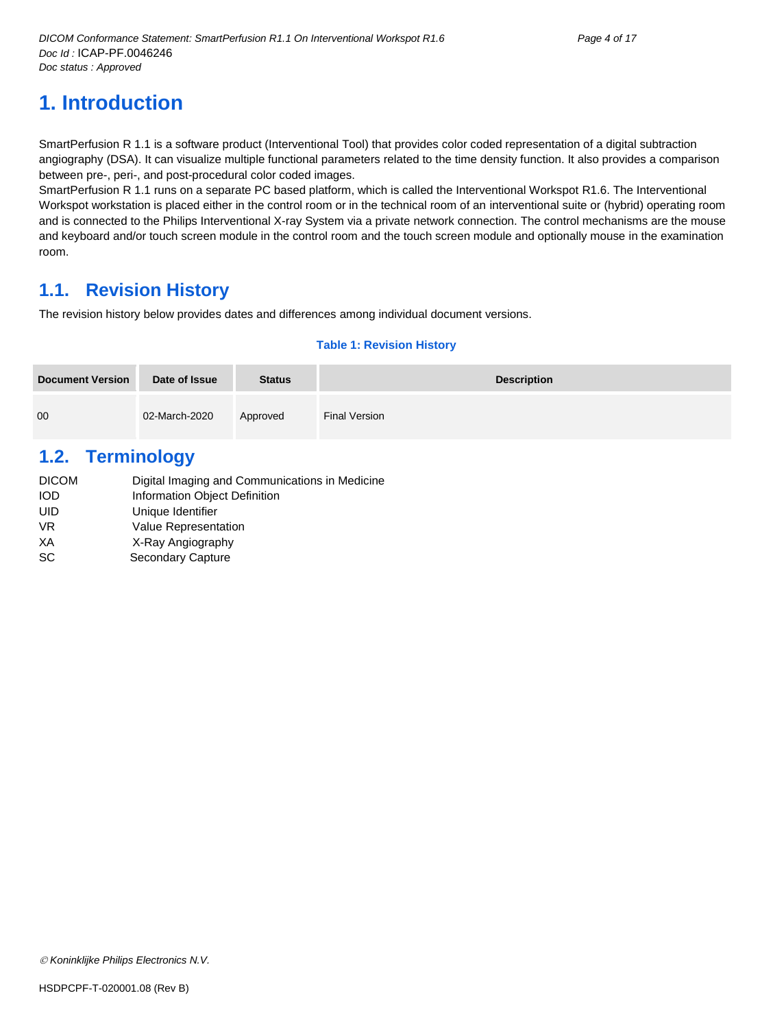# 1. Introduction

SmartPerfusion R 1.1 is a software product (Interventional Tool) that provides color coded representation of a digital subtraction angiography (DSA). It can visualize multiple functional parameters related to the time density function. It also provides a comparison between pre-, peri-, and post-procedural color coded images.
SmartPerfusion R 1.1 runs on a separate PC based platform, which is called the Interventional Workspot R1.6. The Interventional Workspot workstation is placed either in the control room or in the technical room of an interventional suite or (hybrid) operating room and is connected to the Philips Interventional X-ray System via a private network connection. The control mechanisms are the mouse and keyboard and/or touch screen module in the control room and the touch screen module and optionally mouse in the examination room.

## 1.1. Revision History

The revision history below provides dates and differences among individual document versions.

**Table 1: Revision History**

| Document Version | Date of Issue | Status | Description |
|---|---|---|---|
| 00 | 02-March-2020 | Approved | Final Version |

## 1.2. Terminology

| | |
|---|---|
| DICOM | Digital Imaging and Communications in Medicine |
| IOD | Information Object Definition |
| UID | Unique Identifier |
| VR | Value Representation |
| XA | X-Ray Angiography |
| SC | Secondary Capture |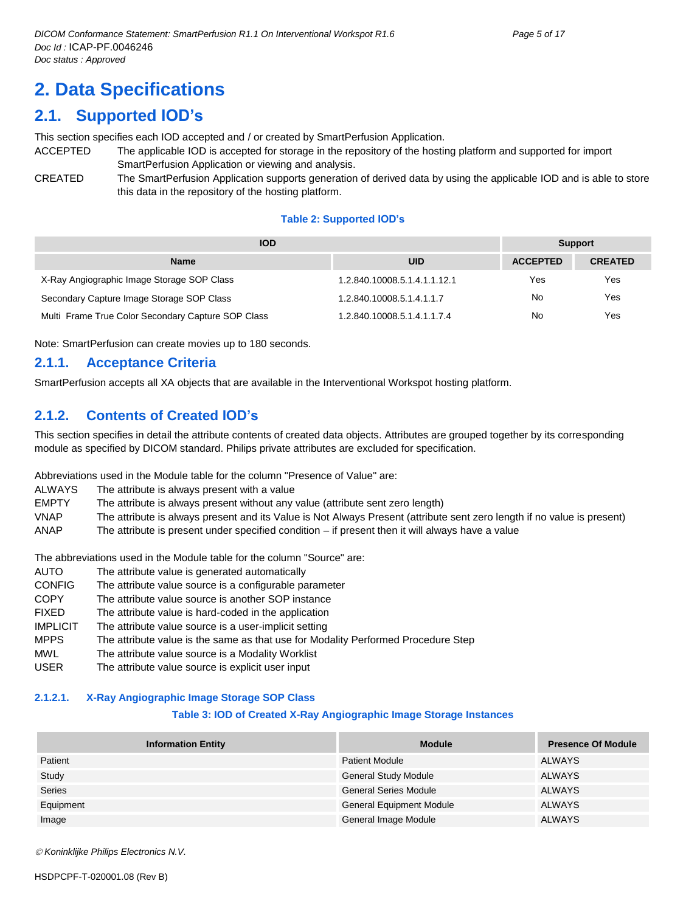# 2. Data Specifications

## 2.1. Supported IOD's

This section specifies each IOD accepted and / or created by SmartPerfusion Application.

ACCEPTED The applicable IOD is accepted for storage in the repository of the hosting platform and supported for import SmartPerfusion Application or viewing and analysis.

CREATED The SmartPerfusion Application supports generation of derived data by using the applicable IOD and is able to store this data in the repository of the hosting platform.

**Table 2: Supported IOD's**

| IOD | | Support | |
|---|---|---|---|
| **Name** | **UID** | **ACCEPTED** | **CREATED** |
| X-Ray Angiographic Image Storage SOP Class | 1.2.840.10008.5.1.4.1.1.12.1 | Yes | Yes |
| Secondary Capture Image Storage SOP Class | 1.2.840.10008.5.1.4.1.1.7 | No | Yes |
| Multi Frame True Color Secondary Capture SOP Class | 1.2.840.10008.5.1.4.1.1.7.4 | No | Yes |

Note: SmartPerfusion can create movies up to 180 seconds.

### 2.1.1. Acceptance Criteria

SmartPerfusion accepts all XA objects that are available in the Interventional Workspot hosting platform.

### 2.1.2. Contents of Created IOD's

This section specifies in detail the attribute contents of created data objects. Attributes are grouped together by its corresponding module as specified by DICOM standard. Philips private attributes are excluded for specification.

Abbreviations used in the Module table for the column "Presence of Value" are:

ALWAYS The attribute is always present with a value
EMPTY The attribute is always present without any value (attribute sent zero length)
VNAP The attribute is always present and its Value is Not Always Present (attribute sent zero length if no value is present)
ANAP The attribute is present under specified condition – if present then it will always have a value

The abbreviations used in the Module table for the column "Source" are:

AUTO The attribute value is generated automatically
CONFIG The attribute value source is a configurable parameter
COPY The attribute value source is another SOP instance
FIXED The attribute value is hard-coded in the application
IMPLICIT The attribute value source is a user-implicit setting
MPPS The attribute value is the same as that use for Modality Performed Procedure Step
MWL The attribute value source is a Modality Worklist
USER The attribute value source is explicit user input

#### 2.1.2.1. X-Ray Angiographic Image Storage SOP Class

**Table 3: IOD of Created X-Ray Angiographic Image Storage Instances**

| Information Entity | Module | Presence Of Module |
|---|---|---|
| Patient | Patient Module | ALWAYS |
| Study | General Study Module | ALWAYS |
| Series | General Series Module | ALWAYS |
| Equipment | General Equipment Module | ALWAYS |
| Image | General Image Module | ALWAYS |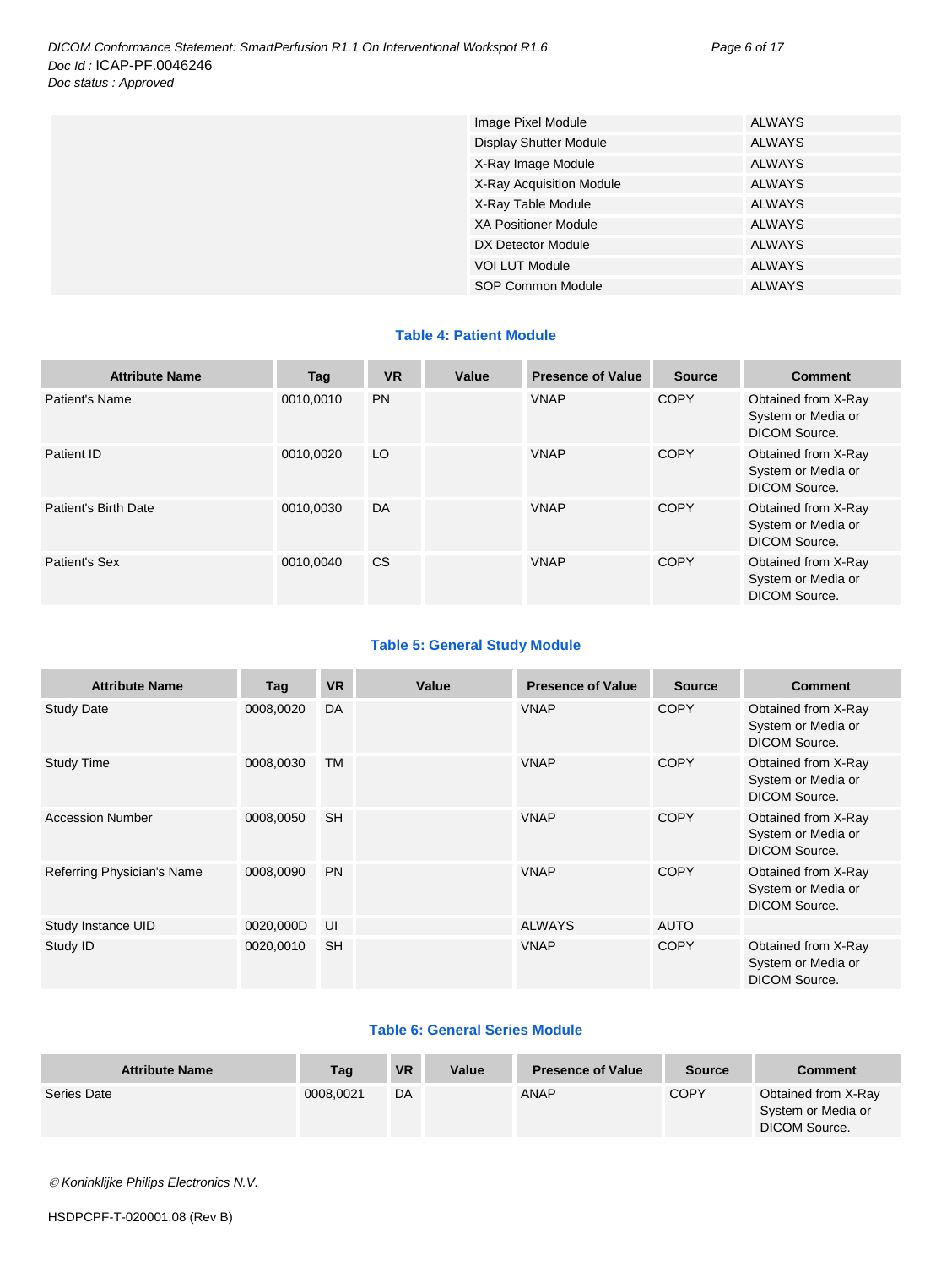| | | |
|---|---|---|
| | Image Pixel Module | ALWAYS |
| | Display Shutter Module | ALWAYS |
| | X-Ray Image Module | ALWAYS |
| | X-Ray Acquisition Module | ALWAYS |
| | X-Ray Table Module | ALWAYS |
| | XA Positioner Module | ALWAYS |
| | DX Detector Module | ALWAYS |
| | VOI LUT Module | ALWAYS |
| | SOP Common Module | ALWAYS |

**Table 4: Patient Module**

| Attribute Name | Tag | VR | Value | Presence of Value | Source | Comment |
|---|---|---|---|---|---|---|
| Patient's Name | 0010,0010 | PN | | VNAP | COPY | Obtained from X-Ray System or Media or DICOM Source. |
| Patient ID | 0010,0020 | LO | | VNAP | COPY | Obtained from X-Ray System or Media or DICOM Source. |
| Patient's Birth Date | 0010,0030 | DA | | VNAP | COPY | Obtained from X-Ray System or Media or DICOM Source. |
| Patient's Sex | 0010,0040 | CS | | VNAP | COPY | Obtained from X-Ray System or Media or DICOM Source. |

**Table 5: General Study Module**

| Attribute Name | Tag | VR | Value | Presence of Value | Source | Comment |
|---|---|---|---|---|---|---|
| Study Date | 0008,0020 | DA | | VNAP | COPY | Obtained from X-Ray System or Media or DICOM Source. |
| Study Time | 0008,0030 | TM | | VNAP | COPY | Obtained from X-Ray System or Media or DICOM Source. |
| Accession Number | 0008,0050 | SH | | VNAP | COPY | Obtained from X-Ray System or Media or DICOM Source. |
| Referring Physician's Name | 0008,0090 | PN | | VNAP | COPY | Obtained from X-Ray System or Media or DICOM Source. |
| Study Instance UID | 0020,000D | UI | | ALWAYS | AUTO | |
| Study ID | 0020,0010 | SH | | VNAP | COPY | Obtained from X-Ray System or Media or DICOM Source. |

**Table 6: General Series Module**

| Attribute Name | Tag | VR | Value | Presence of Value | Source | Comment |
|---|---|---|---|---|---|---|
| Series Date | 0008,0021 | DA | | ANAP | COPY | Obtained from X-Ray System or Media or DICOM Source. |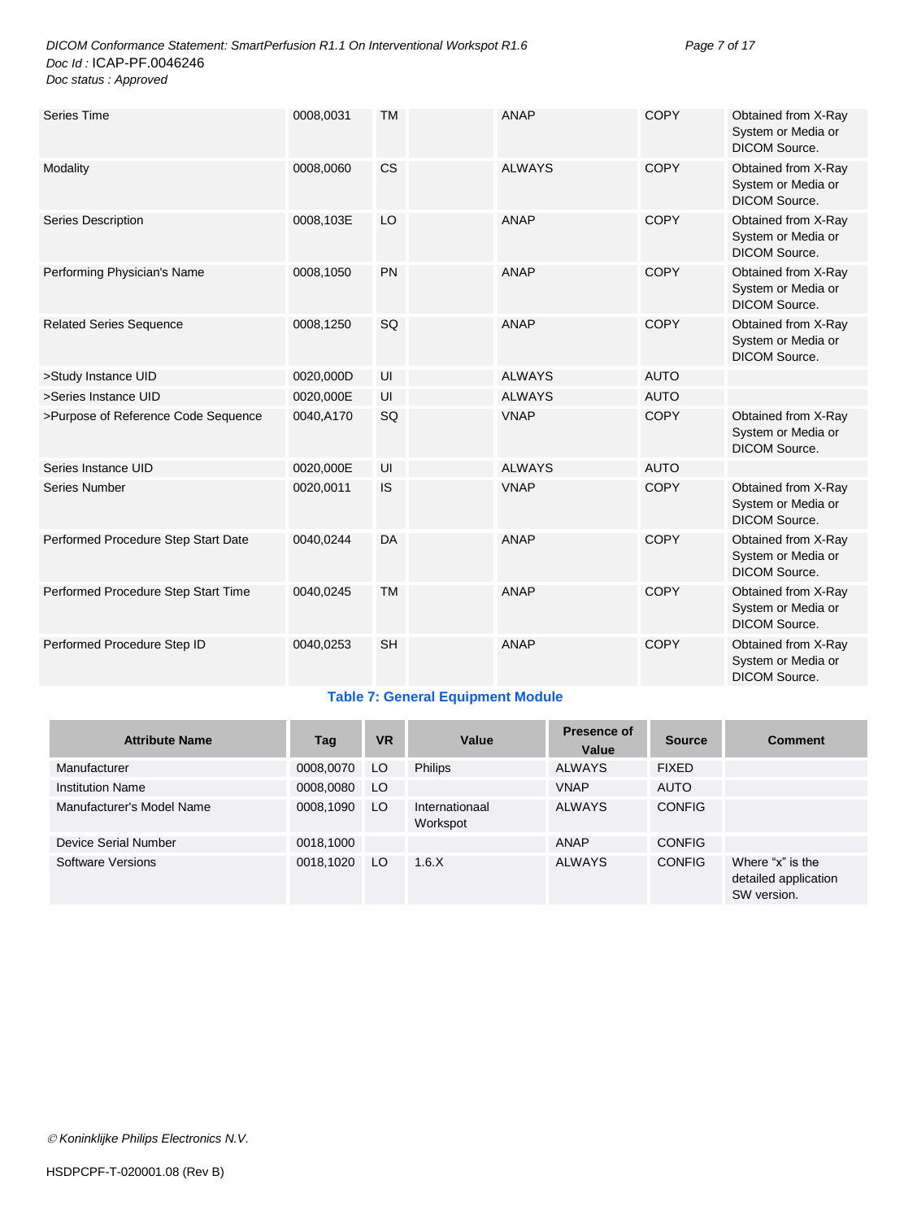| Attribute Name | Tag | VR | Value | Presence of Value | Source | Comment |
|---|---|---|---|---|---|---|
| Series Time | 0008,0031 | TM | | ANAP | COPY | Obtained from X-Ray System or Media or DICOM Source. |
| Modality | 0008,0060 | CS | | ALWAYS | COPY | Obtained from X-Ray System or Media or DICOM Source. |
| Series Description | 0008,103E | LO | | ANAP | COPY | Obtained from X-Ray System or Media or DICOM Source. |
| Performing Physician's Name | 0008,1050 | PN | | ANAP | COPY | Obtained from X-Ray System or Media or DICOM Source. |
| Related Series Sequence | 0008,1250 | SQ | | ANAP | COPY | Obtained from X-Ray System or Media or DICOM Source. |
| >Study Instance UID | 0020,000D | UI | | ALWAYS | AUTO | |
| >Series Instance UID | 0020,000E | UI | | ALWAYS | AUTO | |
| >Purpose of Reference Code Sequence | 0040,A170 | SQ | | VNAP | COPY | Obtained from X-Ray System or Media or DICOM Source. |
| Series Instance UID | 0020,000E | UI | | ALWAYS | AUTO | |
| Series Number | 0020,0011 | IS | | VNAP | COPY | Obtained from X-Ray System or Media or DICOM Source. |
| Performed Procedure Step Start Date | 0040,0244 | DA | | ANAP | COPY | Obtained from X-Ray System or Media or DICOM Source. |
| Performed Procedure Step Start Time | 0040,0245 | TM | | ANAP | COPY | Obtained from X-Ray System or Media or DICOM Source. |
| Performed Procedure Step ID | 0040,0253 | SH | | ANAP | COPY | Obtained from X-Ray System or Media or DICOM Source. |

**Table 7: General Equipment Module**

| Attribute Name | Tag | VR | Value | Presence of Value | Source | Comment |
|---|---|---|---|---|---|---|
| Manufacturer | 0008,0070 | LO | Philips | ALWAYS | FIXED | |
| Institution Name | 0008,0080 | LO | | VNAP | AUTO | |
| Manufacturer's Model Name | 0008,1090 | LO | Internationaal Workspot | ALWAYS | CONFIG | |
| Device Serial Number | 0018,1000 | | | ANAP | CONFIG | |
| Software Versions | 0018,1020 | LO | 1.6.X | ALWAYS | CONFIG | Where "x" is the detailed application SW version. |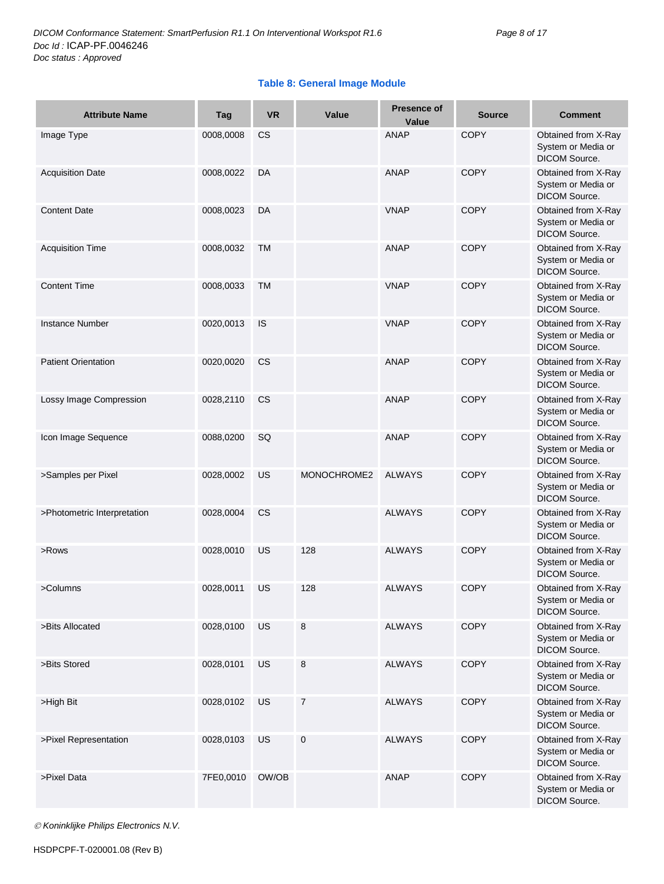**Table 8: General Image Module**

| Attribute Name | Tag | VR | Value | Presence of Value | Source | Comment |
|---|---|---|---|---|---|---|
| Image Type | 0008,0008 | CS | | ANAP | COPY | Obtained from X-Ray System or Media or DICOM Source. |
| Acquisition Date | 0008,0022 | DA | | ANAP | COPY | Obtained from X-Ray System or Media or DICOM Source. |
| Content Date | 0008,0023 | DA | | VNAP | COPY | Obtained from X-Ray System or Media or DICOM Source. |
| Acquisition Time | 0008,0032 | TM | | ANAP | COPY | Obtained from X-Ray System or Media or DICOM Source. |
| Content Time | 0008,0033 | TM | | VNAP | COPY | Obtained from X-Ray System or Media or DICOM Source. |
| Instance Number | 0020,0013 | IS | | VNAP | COPY | Obtained from X-Ray System or Media or DICOM Source. |
| Patient Orientation | 0020,0020 | CS | | ANAP | COPY | Obtained from X-Ray System or Media or DICOM Source. |
| Lossy Image Compression | 0028,2110 | CS | | ANAP | COPY | Obtained from X-Ray System or Media or DICOM Source. |
| Icon Image Sequence | 0088,0200 | SQ | | ANAP | COPY | Obtained from X-Ray System or Media or DICOM Source. |
| >Samples per Pixel | 0028,0002 | US | MONOCHROME2 | ALWAYS | COPY | Obtained from X-Ray System or Media or DICOM Source. |
| >Photometric Interpretation | 0028,0004 | CS | | ALWAYS | COPY | Obtained from X-Ray System or Media or DICOM Source. |
| >Rows | 0028,0010 | US | 128 | ALWAYS | COPY | Obtained from X-Ray System or Media or DICOM Source. |
| >Columns | 0028,0011 | US | 128 | ALWAYS | COPY | Obtained from X-Ray System or Media or DICOM Source. |
| >Bits Allocated | 0028,0100 | US | 8 | ALWAYS | COPY | Obtained from X-Ray System or Media or DICOM Source. |
| >Bits Stored | 0028,0101 | US | 8 | ALWAYS | COPY | Obtained from X-Ray System or Media or DICOM Source. |
| >High Bit | 0028,0102 | US | 7 | ALWAYS | COPY | Obtained from X-Ray System or Media or DICOM Source. |
| >Pixel Representation | 0028,0103 | US | 0 | ALWAYS | COPY | Obtained from X-Ray System or Media or DICOM Source. |
| >Pixel Data | 7FE0,0010 | OW/OB | | ANAP | COPY | Obtained from X-Ray System or Media or DICOM Source. |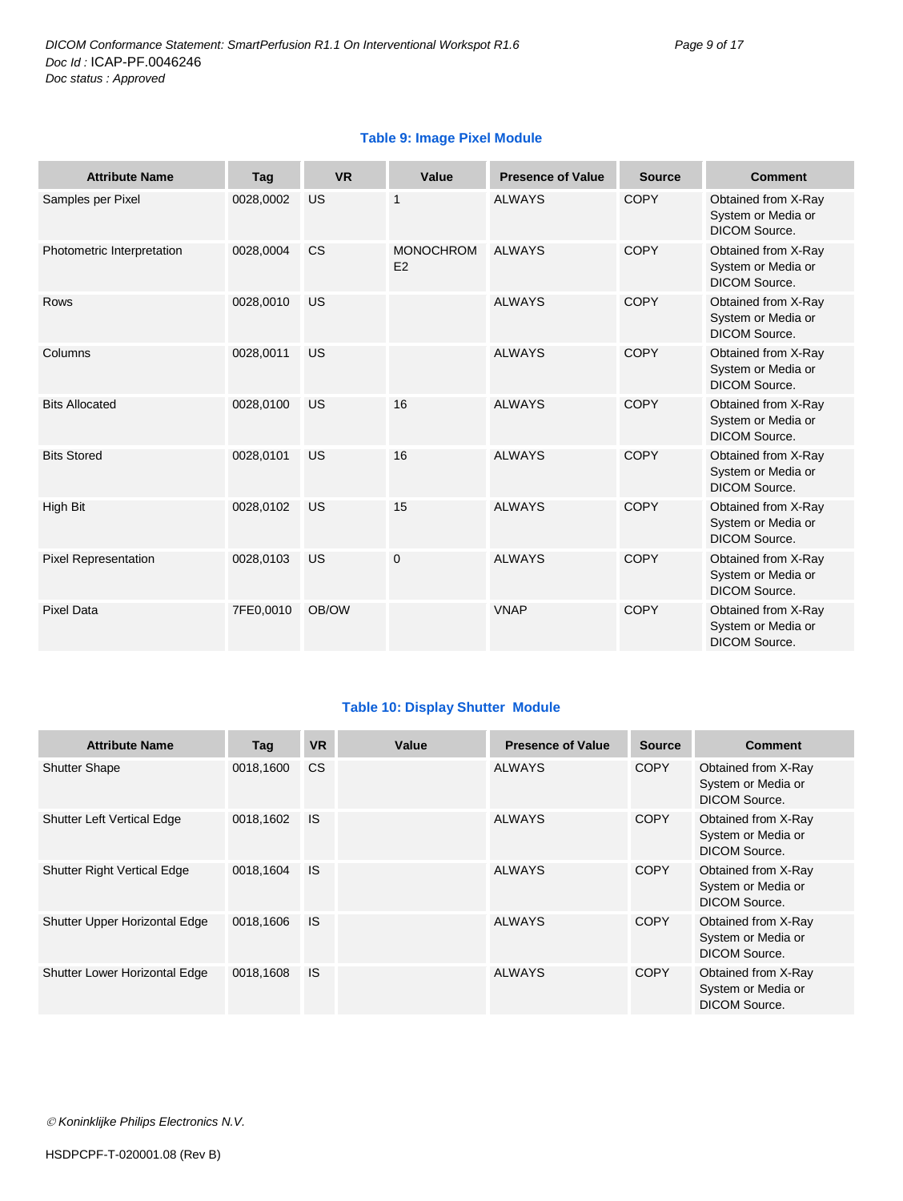**Table 9: Image Pixel Module**

| Attribute Name | Tag | VR | Value | Presence of Value | Source | Comment |
|---|---|---|---|---|---|---|
| Samples per Pixel | 0028,0002 | US | 1 | ALWAYS | COPY | Obtained from X-Ray System or Media or DICOM Source. |
| Photometric Interpretation | 0028,0004 | CS | MONOCHROME2 | ALWAYS | COPY | Obtained from X-Ray System or Media or DICOM Source. |
| Rows | 0028,0010 | US | | ALWAYS | COPY | Obtained from X-Ray System or Media or DICOM Source. |
| Columns | 0028,0011 | US | | ALWAYS | COPY | Obtained from X-Ray System or Media or DICOM Source. |
| Bits Allocated | 0028,0100 | US | 16 | ALWAYS | COPY | Obtained from X-Ray System or Media or DICOM Source. |
| Bits Stored | 0028,0101 | US | 16 | ALWAYS | COPY | Obtained from X-Ray System or Media or DICOM Source. |
| High Bit | 0028,0102 | US | 15 | ALWAYS | COPY | Obtained from X-Ray System or Media or DICOM Source. |
| Pixel Representation | 0028,0103 | US | 0 | ALWAYS | COPY | Obtained from X-Ray System or Media or DICOM Source. |
| Pixel Data | 7FE0,0010 | OB/OW | | VNAP | COPY | Obtained from X-Ray System or Media or DICOM Source. |

**Table 10: Display Shutter Module**

| Attribute Name | Tag | VR | Value | Presence of Value | Source | Comment |
|---|---|---|---|---|---|---|
| Shutter Shape | 0018,1600 | CS | | ALWAYS | COPY | Obtained from X-Ray System or Media or DICOM Source. |
| Shutter Left Vertical Edge | 0018,1602 | IS | | ALWAYS | COPY | Obtained from X-Ray System or Media or DICOM Source. |
| Shutter Right Vertical Edge | 0018,1604 | IS | | ALWAYS | COPY | Obtained from X-Ray System or Media or DICOM Source. |
| Shutter Upper Horizontal Edge | 0018,1606 | IS | | ALWAYS | COPY | Obtained from X-Ray System or Media or DICOM Source. |
| Shutter Lower Horizontal Edge | 0018,1608 | IS | | ALWAYS | COPY | Obtained from X-Ray System or Media or DICOM Source. |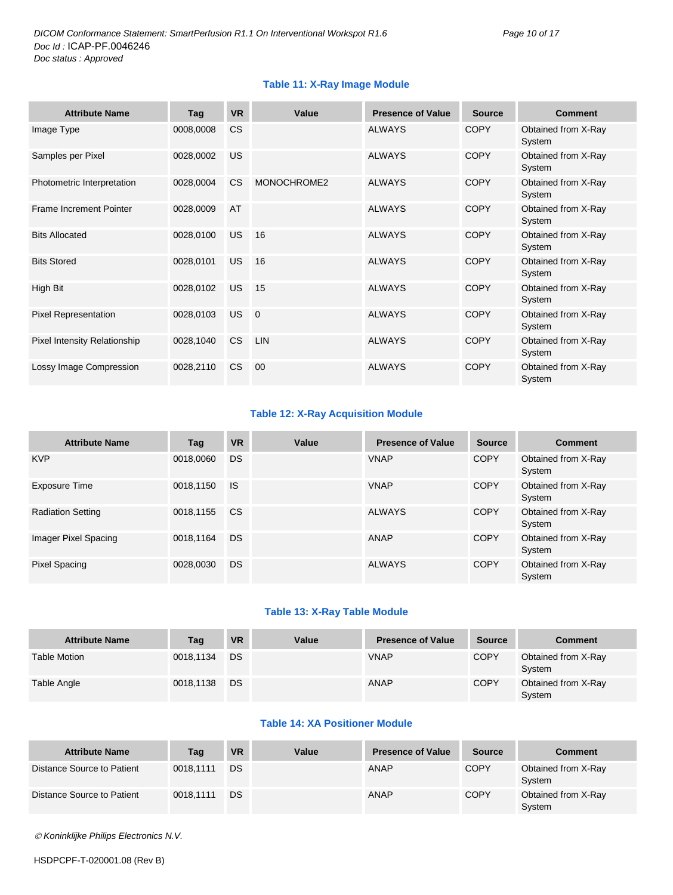**Table 11: X-Ray Image Module**

| Attribute Name | Tag | VR | Value | Presence of Value | Source | Comment |
|---|---|---|---|---|---|---|
| Image Type | 0008,0008 | CS | | ALWAYS | COPY | Obtained from X-Ray System |
| Samples per Pixel | 0028,0002 | US | | ALWAYS | COPY | Obtained from X-Ray System |
| Photometric Interpretation | 0028,0004 | CS | MONOCHROME2 | ALWAYS | COPY | Obtained from X-Ray System |
| Frame Increment Pointer | 0028,0009 | AT | | ALWAYS | COPY | Obtained from X-Ray System |
| Bits Allocated | 0028,0100 | US | 16 | ALWAYS | COPY | Obtained from X-Ray System |
| Bits Stored | 0028,0101 | US | 16 | ALWAYS | COPY | Obtained from X-Ray System |
| High Bit | 0028,0102 | US | 15 | ALWAYS | COPY | Obtained from X-Ray System |
| Pixel Representation | 0028,0103 | US | 0 | ALWAYS | COPY | Obtained from X-Ray System |
| Pixel Intensity Relationship | 0028,1040 | CS | LIN | ALWAYS | COPY | Obtained from X-Ray System |
| Lossy Image Compression | 0028,2110 | CS | 00 | ALWAYS | COPY | Obtained from X-Ray System |

**Table 12: X-Ray Acquisition Module**

| Attribute Name | Tag | VR | Value | Presence of Value | Source | Comment |
|---|---|---|---|---|---|---|
| KVP | 0018,0060 | DS | | VNAP | COPY | Obtained from X-Ray System |
| Exposure Time | 0018,1150 | IS | | VNAP | COPY | Obtained from X-Ray System |
| Radiation Setting | 0018,1155 | CS | | ALWAYS | COPY | Obtained from X-Ray System |
| Imager Pixel Spacing | 0018,1164 | DS | | ANAP | COPY | Obtained from X-Ray System |
| Pixel Spacing | 0028,0030 | DS | | ALWAYS | COPY | Obtained from X-Ray System |

**Table 13: X-Ray Table Module**

| Attribute Name | Tag | VR | Value | Presence of Value | Source | Comment |
|---|---|---|---|---|---|---|
| Table Motion | 0018,1134 | DS | | VNAP | COPY | Obtained from X-Ray System |
| Table Angle | 0018,1138 | DS | | ANAP | COPY | Obtained from X-Ray System |

**Table 14: XA Positioner Module**

| Attribute Name | Tag | VR | Value | Presence of Value | Source | Comment |
|---|---|---|---|---|---|---|
| Distance Source to Patient | 0018,1111 | DS | | ANAP | COPY | Obtained from X-Ray System |
| Distance Source to Patient | 0018,1111 | DS | | ANAP | COPY | Obtained from X-Ray System |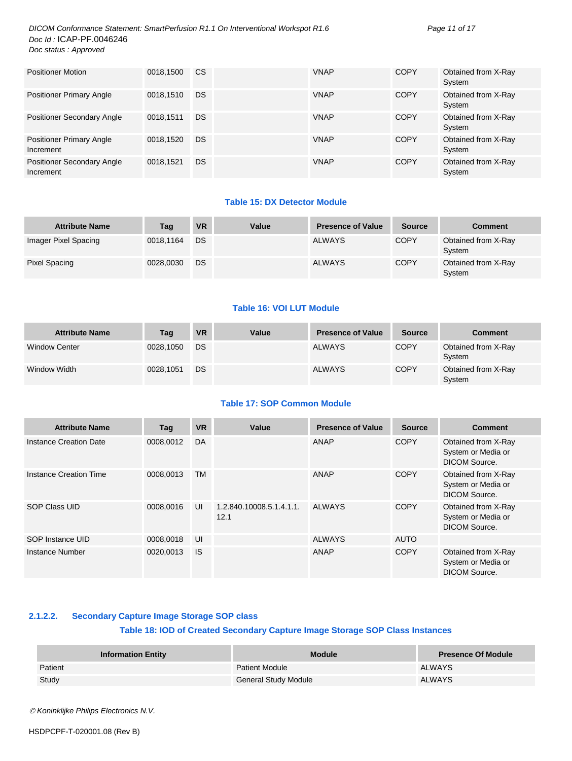| Attribute Name | Tag | VR | Value | Presence of Value | Source | Comment |
|---|---|---|---|---|---|---|
| Positioner Motion | 0018,1500 | CS | | VNAP | COPY | Obtained from X-Ray System |
| Positioner Primary Angle | 0018,1510 | DS | | VNAP | COPY | Obtained from X-Ray System |
| Positioner Secondary Angle | 0018,1511 | DS | | VNAP | COPY | Obtained from X-Ray System |
| Positioner Primary Angle Increment | 0018,1520 | DS | | VNAP | COPY | Obtained from X-Ray System |
| Positioner Secondary Angle Increment | 0018,1521 | DS | | VNAP | COPY | Obtained from X-Ray System |

**Table 15: DX Detector Module**

| Attribute Name | Tag | VR | Value | Presence of Value | Source | Comment |
|---|---|---|---|---|---|---|
| Imager Pixel Spacing | 0018,1164 | DS | | ALWAYS | COPY | Obtained from X-Ray System |
| Pixel Spacing | 0028,0030 | DS | | ALWAYS | COPY | Obtained from X-Ray System |

**Table 16: VOI LUT Module**

| Attribute Name | Tag | VR | Value | Presence of Value | Source | Comment |
|---|---|---|---|---|---|---|
| Window Center | 0028,1050 | DS | | ALWAYS | COPY | Obtained from X-Ray System |
| Window Width | 0028,1051 | DS | | ALWAYS | COPY | Obtained from X-Ray System |

**Table 17: SOP Common Module**

| Attribute Name | Tag | VR | Value | Presence of Value | Source | Comment |
|---|---|---|---|---|---|---|
| Instance Creation Date | 0008,0012 | DA | | ANAP | COPY | Obtained from X-Ray System or Media or DICOM Source. |
| Instance Creation Time | 0008,0013 | TM | | ANAP | COPY | Obtained from X-Ray System or Media or DICOM Source. |
| SOP Class UID | 0008,0016 | UI | 1.2.840.10008.5.1.4.1.1.12.1 | ALWAYS | COPY | Obtained from X-Ray System or Media or DICOM Source. |
| SOP Instance UID | 0008,0018 | UI | | ALWAYS | AUTO | |
| Instance Number | 0020,0013 | IS | | ANAP | COPY | Obtained from X-Ray System or Media or DICOM Source. |

#### 2.1.2.2. Secondary Capture Image Storage SOP class

**Table 18: IOD of Created Secondary Capture Image Storage SOP Class Instances**

| Information Entity | Module | Presence Of Module |
|---|---|---|
| Patient | Patient Module | ALWAYS |
| Study | General Study Module | ALWAYS |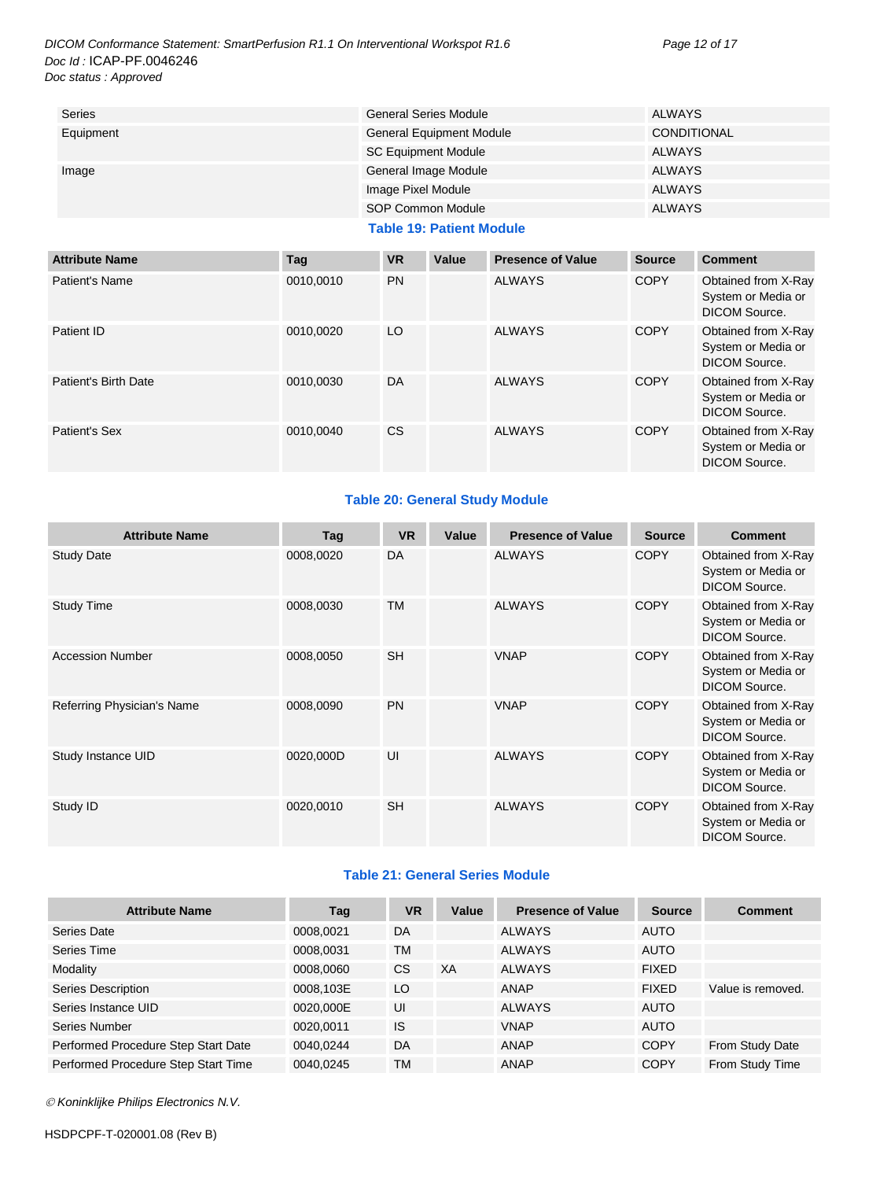| | | |
|---|---|---|
| Series | General Series Module | ALWAYS |
| Equipment | General Equipment Module | CONDITIONAL |
| | SC Equipment Module | ALWAYS |
| Image | General Image Module | ALWAYS |
| | Image Pixel Module | ALWAYS |
| | SOP Common Module | ALWAYS |

**Table 19: Patient Module**

| Attribute Name | Tag | VR | Value | Presence of Value | Source | Comment |
|---|---|---|---|---|---|---|
| Patient's Name | 0010,0010 | PN | | ALWAYS | COPY | Obtained from X-Ray System or Media or DICOM Source. |
| Patient ID | 0010,0020 | LO | | ALWAYS | COPY | Obtained from X-Ray System or Media or DICOM Source. |
| Patient's Birth Date | 0010,0030 | DA | | ALWAYS | COPY | Obtained from X-Ray System or Media or DICOM Source. |
| Patient's Sex | 0010,0040 | CS | | ALWAYS | COPY | Obtained from X-Ray System or Media or DICOM Source. |

**Table 20: General Study Module**

| Attribute Name | Tag | VR | Value | Presence of Value | Source | Comment |
|---|---|---|---|---|---|---|
| Study Date | 0008,0020 | DA | | ALWAYS | COPY | Obtained from X-Ray System or Media or DICOM Source. |
| Study Time | 0008,0030 | TM | | ALWAYS | COPY | Obtained from X-Ray System or Media or DICOM Source. |
| Accession Number | 0008,0050 | SH | | VNAP | COPY | Obtained from X-Ray System or Media or DICOM Source. |
| Referring Physician's Name | 0008,0090 | PN | | VNAP | COPY | Obtained from X-Ray System or Media or DICOM Source. |
| Study Instance UID | 0020,000D | UI | | ALWAYS | COPY | Obtained from X-Ray System or Media or DICOM Source. |
| Study ID | 0020,0010 | SH | | ALWAYS | COPY | Obtained from X-Ray System or Media or DICOM Source. |

**Table 21: General Series Module**

| Attribute Name | Tag | VR | Value | Presence of Value | Source | Comment |
|---|---|---|---|---|---|---|
| Series Date | 0008,0021 | DA | | ALWAYS | AUTO | |
| Series Time | 0008,0031 | TM | | ALWAYS | AUTO | |
| Modality | 0008,0060 | CS | XA | ALWAYS | FIXED | |
| Series Description | 0008,103E | LO | | ANAP | FIXED | Value is removed. |
| Series Instance UID | 0020,000E | UI | | ALWAYS | AUTO | |
| Series Number | 0020,0011 | IS | | VNAP | AUTO | |
| Performed Procedure Step Start Date | 0040,0244 | DA | | ANAP | COPY | From Study Date |
| Performed Procedure Step Start Time | 0040,0245 | TM | | ANAP | COPY | From Study Time |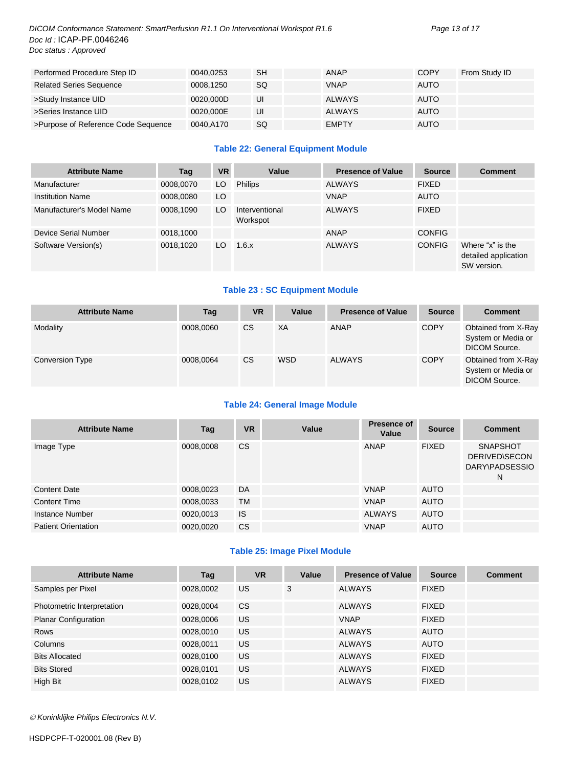| Performed Procedure Step ID | 0040,0253 | SH | | ANAP | COPY | From Study ID |
|---|---|---|---|---|---|---|
| Related Series Sequence | 0008,1250 | SQ | | VNAP | AUTO | |
| >Study Instance UID | 0020,000D | UI | | ALWAYS | AUTO | |
| >Series Instance UID | 0020,000E | UI | | ALWAYS | AUTO | |
| >Purpose of Reference Code Sequence | 0040,A170 | SQ | | EMPTY | AUTO | |

### Table 22: General Equipment Module

| Attribute Name | Tag | VR | Value | Presence of Value | Source | Comment |
|---|---|---|---|---|---|---|
| Manufacturer | 0008,0070 | LO | Philips | ALWAYS | FIXED | |
| Institution Name | 0008,0080 | LO | | VNAP | AUTO | |
| Manufacturer's Model Name | 0008,1090 | LO | Interventional Workspot | ALWAYS | FIXED | |
| Device Serial Number | 0018,1000 | | | ANAP | CONFIG | |
| Software Version(s) | 0018,1020 | LO | 1.6.x | ALWAYS | CONFIG | Where "x" is the detailed application SW version. |

### Table 23 : SC Equipment Module

| Attribute Name | Tag | VR | Value | Presence of Value | Source | Comment |
|---|---|---|---|---|---|---|
| Modality | 0008,0060 | CS | XA | ANAP | COPY | Obtained from X-Ray System or Media or DICOM Source. |
| Conversion Type | 0008,0064 | CS | WSD | ALWAYS | COPY | Obtained from X-Ray System or Media or DICOM Source. |

### Table 24: General Image Module

| Attribute Name | Tag | VR | Value | Presence of Value | Source | Comment |
|---|---|---|---|---|---|---|
| Image Type | 0008,0008 | CS | | ANAP | FIXED | SNAPSHOT DERIVED\SECONDARY\PADSESSION |
| Content Date | 0008,0023 | DA | | VNAP | AUTO | |
| Content Time | 0008,0033 | TM | | VNAP | AUTO | |
| Instance Number | 0020,0013 | IS | | ALWAYS | AUTO | |
| Patient Orientation | 0020,0020 | CS | | VNAP | AUTO | |

### Table 25: Image Pixel Module

| Attribute Name | Tag | VR | Value | Presence of Value | Source | Comment |
|---|---|---|---|---|---|---|
| Samples per Pixel | 0028,0002 | US | 3 | ALWAYS | FIXED | |
| Photometric Interpretation | 0028,0004 | CS | | ALWAYS | FIXED | |
| Planar Configuration | 0028,0006 | US | | VNAP | FIXED | |
| Rows | 0028,0010 | US | | ALWAYS | AUTO | |
| Columns | 0028,0011 | US | | ALWAYS | AUTO | |
| Bits Allocated | 0028,0100 | US | | ALWAYS | FIXED | |
| Bits Stored | 0028,0101 | US | | ALWAYS | FIXED | |
| High Bit | 0028,0102 | US | | ALWAYS | FIXED | |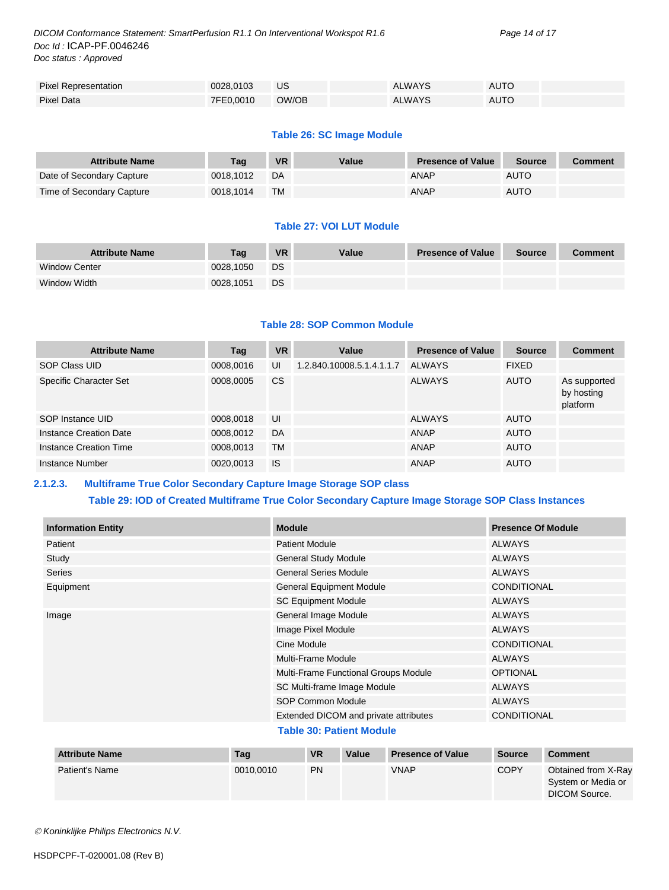| Pixel Representation | 0028,0103 | US | | ALWAYS | AUTO | |
|---|---|---|---|---|---|---|
| Pixel Data | 7FE0,0010 | OW/OB | | ALWAYS | AUTO | |

**Table 26: SC Image Module**

| Attribute Name | Tag | VR | Value | Presence of Value | Source | Comment |
|---|---|---|---|---|---|---|
| Date of Secondary Capture | 0018,1012 | DA | | ANAP | AUTO | |
| Time of Secondary Capture | 0018,1014 | TM | | ANAP | AUTO | |

**Table 27: VOI LUT Module**

| Attribute Name | Tag | VR | Value | Presence of Value | Source | Comment |
|---|---|---|---|---|---|---|
| Window Center | 0028,1050 | DS | | | | |
| Window Width | 0028,1051 | DS | | | | |

**Table 28: SOP Common Module**

| Attribute Name | Tag | VR | Value | Presence of Value | Source | Comment |
|---|---|---|---|---|---|---|
| SOP Class UID | 0008,0016 | UI | 1.2.840.10008.5.1.4.1.1.7 | ALWAYS | FIXED | |
| Specific Character Set | 0008,0005 | CS | | ALWAYS | AUTO | As supported by hosting platform |
| SOP Instance UID | 0008,0018 | UI | | ALWAYS | AUTO | |
| Instance Creation Date | 0008,0012 | DA | | ANAP | AUTO | |
| Instance Creation Time | 0008,0013 | TM | | ANAP | AUTO | |
| Instance Number | 0020,0013 | IS | | ANAP | AUTO | |

### 2.1.2.3. Multiframe True Color Secondary Capture Image Storage SOP class

**Table 29: IOD of Created Multiframe True Color Secondary Capture Image Storage SOP Class Instances**

| Information Entity | Module | Presence Of Module |
|---|---|---|
| Patient | Patient Module | ALWAYS |
| Study | General Study Module | ALWAYS |
| Series | General Series Module | ALWAYS |
| Equipment | General Equipment Module | CONDITIONAL |
| | SC Equipment Module | ALWAYS |
| Image | General Image Module | ALWAYS |
| | Image Pixel Module | ALWAYS |
| | Cine Module | CONDITIONAL |
| | Multi-Frame Module | ALWAYS |
| | Multi-Frame Functional Groups Module | OPTIONAL |
| | SC Multi-frame Image Module | ALWAYS |
| | SOP Common Module | ALWAYS |
| | Extended DICOM and private attributes | CONDITIONAL |

**Table 30: Patient Module**

| Attribute Name | Tag | VR | Value | Presence of Value | Source | Comment |
|---|---|---|---|---|---|---|
| Patient's Name | 0010,0010 | PN | | VNAP | COPY | Obtained from X-Ray System or Media or DICOM Source. |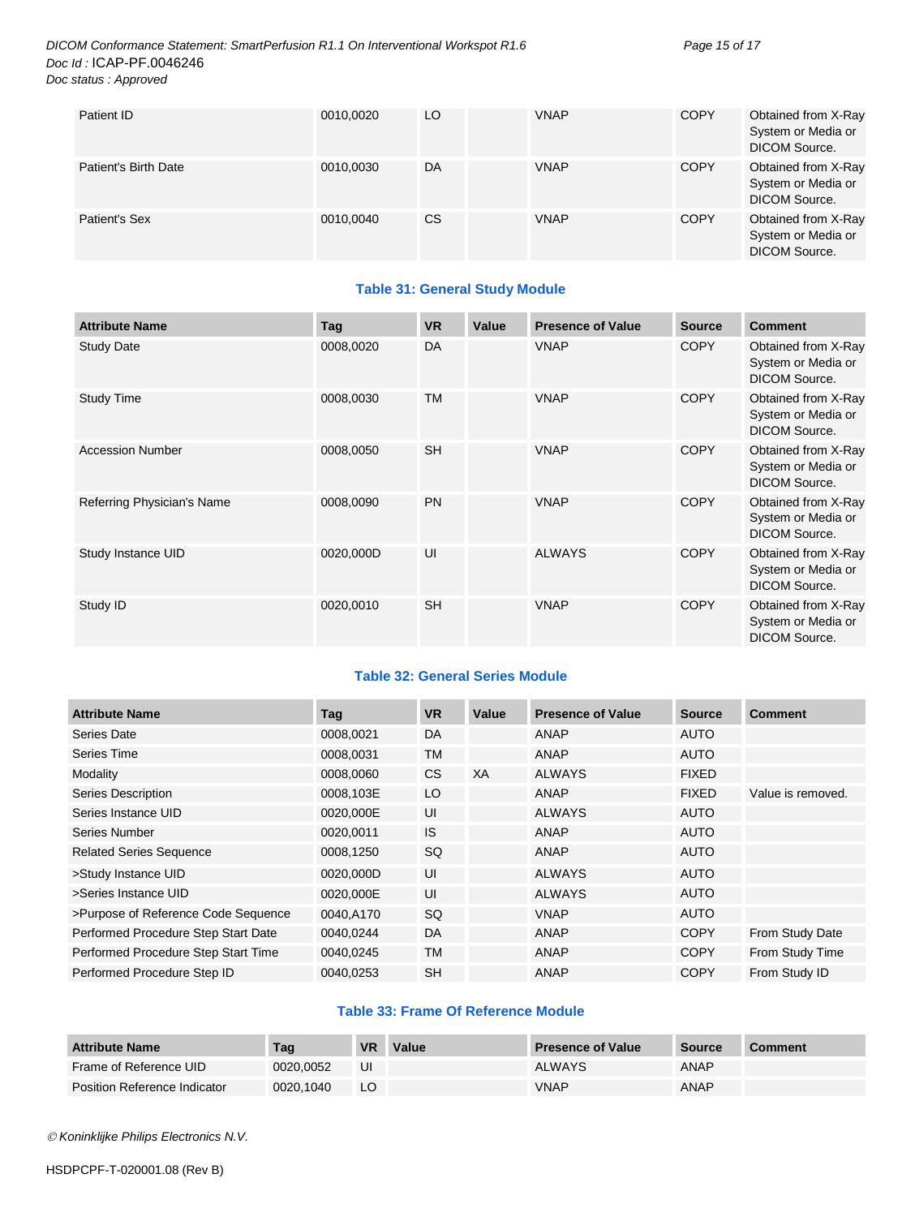| Attribute Name | Tag | VR | Value | Presence of Value | Source | Comment |
|---|---|---|---|---|---|---|
| Patient ID | 0010,0020 | LO | | VNAP | COPY | Obtained from X-Ray System or Media or DICOM Source. |
| Patient's Birth Date | 0010,0030 | DA | | VNAP | COPY | Obtained from X-Ray System or Media or DICOM Source. |
| Patient's Sex | 0010,0040 | CS | | VNAP | COPY | Obtained from X-Ray System or Media or DICOM Source. |

**Table 31: General Study Module**

| Attribute Name | Tag | VR | Value | Presence of Value | Source | Comment |
|---|---|---|---|---|---|---|
| Study Date | 0008,0020 | DA | | VNAP | COPY | Obtained from X-Ray System or Media or DICOM Source. |
| Study Time | 0008,0030 | TM | | VNAP | COPY | Obtained from X-Ray System or Media or DICOM Source. |
| Accession Number | 0008,0050 | SH | | VNAP | COPY | Obtained from X-Ray System or Media or DICOM Source. |
| Referring Physician's Name | 0008,0090 | PN | | VNAP | COPY | Obtained from X-Ray System or Media or DICOM Source. |
| Study Instance UID | 0020,000D | UI | | ALWAYS | COPY | Obtained from X-Ray System or Media or DICOM Source. |
| Study ID | 0020,0010 | SH | | VNAP | COPY | Obtained from X-Ray System or Media or DICOM Source. |

**Table 32: General Series Module**

| Attribute Name | Tag | VR | Value | Presence of Value | Source | Comment |
|---|---|---|---|---|---|---|
| Series Date | 0008,0021 | DA | | ANAP | AUTO | |
| Series Time | 0008,0031 | TM | | ANAP | AUTO | |
| Modality | 0008,0060 | CS | XA | ALWAYS | FIXED | |
| Series Description | 0008,103E | LO | | ANAP | FIXED | Value is removed. |
| Series Instance UID | 0020,000E | UI | | ALWAYS | AUTO | |
| Series Number | 0020,0011 | IS | | ANAP | AUTO | |
| Related Series Sequence | 0008,1250 | SQ | | ANAP | AUTO | |
| >Study Instance UID | 0020,000D | UI | | ALWAYS | AUTO | |
| >Series Instance UID | 0020,000E | UI | | ALWAYS | AUTO | |
| >Purpose of Reference Code Sequence | 0040,A170 | SQ | | VNAP | AUTO | |
| Performed Procedure Step Start Date | 0040,0244 | DA | | ANAP | COPY | From Study Date |
| Performed Procedure Step Start Time | 0040,0245 | TM | | ANAP | COPY | From Study Time |
| Performed Procedure Step ID | 0040,0253 | SH | | ANAP | COPY | From Study ID |

**Table 33: Frame Of Reference Module**

| Attribute Name | Tag | VR | Value | Presence of Value | Source | Comment |
|---|---|---|---|---|---|---|
| Frame of Reference UID | 0020,0052 | UI | | ALWAYS | ANAP | |
| Position Reference Indicator | 0020,1040 | LO | | VNAP | ANAP | |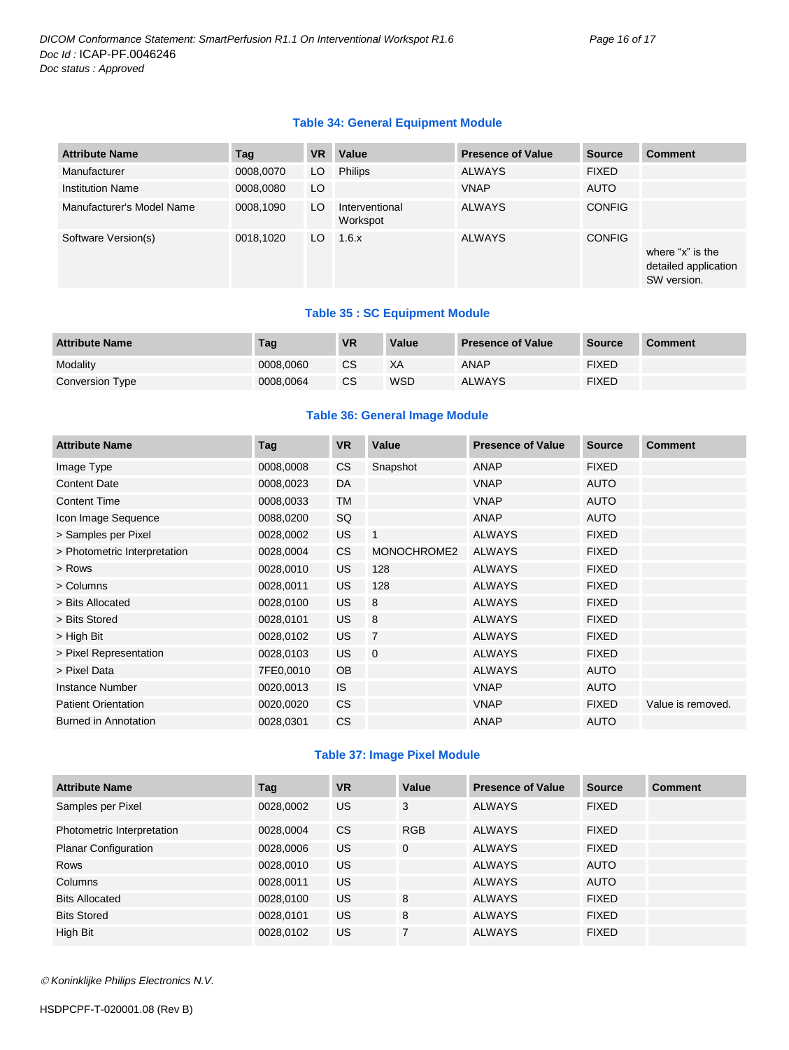**Table 34: General Equipment Module**

| Attribute Name | Tag | VR | Value | Presence of Value | Source | Comment |
|---|---|---|---|---|---|---|
| Manufacturer | 0008,0070 | LO | Philips | ALWAYS | FIXED | |
| Institution Name | 0008,0080 | LO | | VNAP | AUTO | |
| Manufacturer's Model Name | 0008,1090 | LO | Interventional Workspot | ALWAYS | CONFIG | |
| Software Version(s) | 0018,1020 | LO | 1.6.x | ALWAYS | CONFIG | where "x" is the detailed application SW version. |

**Table 35 : SC Equipment Module**

| Attribute Name | Tag | VR | Value | Presence of Value | Source | Comment |
|---|---|---|---|---|---|---|
| Modality | 0008,0060 | CS | XA | ANAP | FIXED | |
| Conversion Type | 0008,0064 | CS | WSD | ALWAYS | FIXED | |

**Table 36: General Image Module**

| Attribute Name | Tag | VR | Value | Presence of Value | Source | Comment |
|---|---|---|---|---|---|---|
| Image Type | 0008,0008 | CS | Snapshot | ANAP | FIXED | |
| Content Date | 0008,0023 | DA | | VNAP | AUTO | |
| Content Time | 0008,0033 | TM | | VNAP | AUTO | |
| Icon Image Sequence | 0088,0200 | SQ | | ANAP | AUTO | |
| > Samples per Pixel | 0028,0002 | US | 1 | ALWAYS | FIXED | |
| > Photometric Interpretation | 0028,0004 | CS | MONOCHROME2 | ALWAYS | FIXED | |
| > Rows | 0028,0010 | US | 128 | ALWAYS | FIXED | |
| > Columns | 0028,0011 | US | 128 | ALWAYS | FIXED | |
| > Bits Allocated | 0028,0100 | US | 8 | ALWAYS | FIXED | |
| > Bits Stored | 0028,0101 | US | 8 | ALWAYS | FIXED | |
| > High Bit | 0028,0102 | US | 7 | ALWAYS | FIXED | |
| > Pixel Representation | 0028,0103 | US | 0 | ALWAYS | FIXED | |
| > Pixel Data | 7FE0,0010 | OB | | ALWAYS | AUTO | |
| Instance Number | 0020,0013 | IS | | VNAP | AUTO | |
| Patient Orientation | 0020,0020 | CS | | VNAP | FIXED | Value is removed. |
| Burned in Annotation | 0028,0301 | CS | | ANAP | AUTO | |

**Table 37: Image Pixel Module**

| Attribute Name | Tag | VR | Value | Presence of Value | Source | Comment |
|---|---|---|---|---|---|---|
| Samples per Pixel | 0028,0002 | US | 3 | ALWAYS | FIXED | |
| Photometric Interpretation | 0028,0004 | CS | RGB | ALWAYS | FIXED | |
| Planar Configuration | 0028,0006 | US | 0 | ALWAYS | FIXED | |
| Rows | 0028,0010 | US | | ALWAYS | AUTO | |
| Columns | 0028,0011 | US | | ALWAYS | AUTO | |
| Bits Allocated | 0028,0100 | US | 8 | ALWAYS | FIXED | |
| Bits Stored | 0028,0101 | US | 8 | ALWAYS | FIXED | |
| High Bit | 0028,0102 | US | 7 | ALWAYS | FIXED | |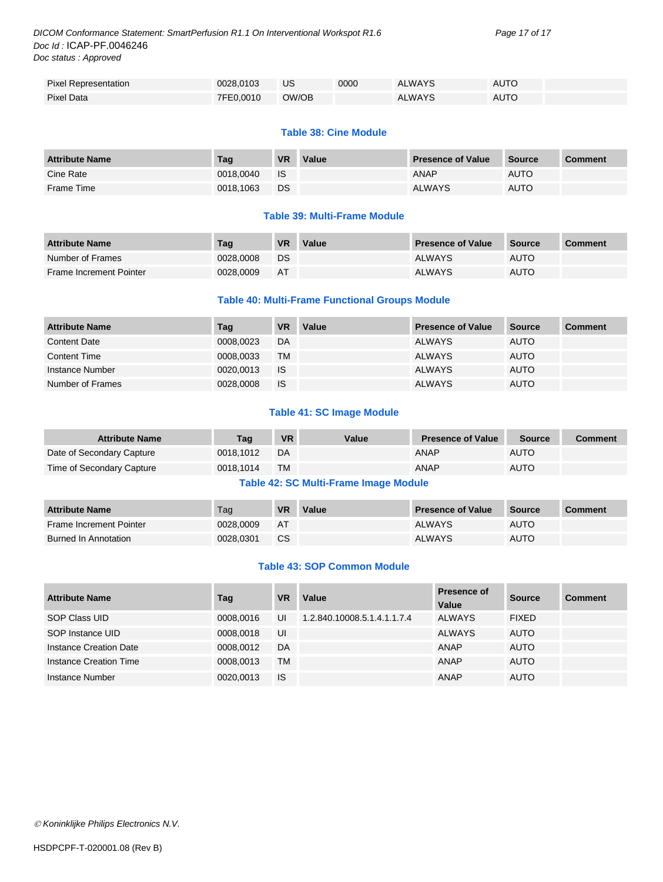| | | | | | | |
|---|---|---|---|---|---|---|
| Pixel Representation | 0028,0103 | US | 0000 | ALWAYS | AUTO | |
| Pixel Data | 7FE0,0010 | OW/OB | | ALWAYS | AUTO | |

**Table 38: Cine Module**

| Attribute Name | Tag | VR | Value | Presence of Value | Source | Comment |
|---|---|---|---|---|---|---|
| Cine Rate | 0018,0040 | IS | | ANAP | AUTO | |
| Frame Time | 0018,1063 | DS | | ALWAYS | AUTO | |

**Table 39: Multi-Frame Module**

| Attribute Name | Tag | VR | Value | Presence of Value | Source | Comment |
|---|---|---|---|---|---|---|
| Number of Frames | 0028,0008 | DS | | ALWAYS | AUTO | |
| Frame Increment Pointer | 0028,0009 | AT | | ALWAYS | AUTO | |

**Table 40: Multi-Frame Functional Groups Module**

| Attribute Name | Tag | VR | Value | Presence of Value | Source | Comment |
|---|---|---|---|---|---|---|
| Content Date | 0008,0023 | DA | | ALWAYS | AUTO | |
| Content Time | 0008,0033 | TM | | ALWAYS | AUTO | |
| Instance Number | 0020,0013 | IS | | ALWAYS | AUTO | |
| Number of Frames | 0028,0008 | IS | | ALWAYS | AUTO | |

**Table 41: SC Image Module**

| Attribute Name | Tag | VR | Value | Presence of Value | Source | Comment |
|---|---|---|---|---|---|---|
| Date of Secondary Capture | 0018,1012 | DA | | ANAP | AUTO | |
| Time of Secondary Capture | 0018,1014 | TM | | ANAP | AUTO | |

**Table 42: SC Multi-Frame Image Module**

| Attribute Name | Tag | VR | Value | Presence of Value | Source | Comment |
|---|---|---|---|---|---|---|
| Frame Increment Pointer | 0028,0009 | AT | | ALWAYS | AUTO | |
| Burned In Annotation | 0028,0301 | CS | | ALWAYS | AUTO | |

**Table 43: SOP Common Module**

| Attribute Name | Tag | VR | Value | Presence of Value | Source | Comment |
|---|---|---|---|---|---|---|
| SOP Class UID | 0008,0016 | UI | 1.2.840.10008.5.1.4.1.1.7.4 | ALWAYS | FIXED | |
| SOP Instance UID | 0008,0018 | UI | | ALWAYS | AUTO | |
| Instance Creation Date | 0008,0012 | DA | | ANAP | AUTO | |
| Instance Creation Time | 0008,0013 | TM | | ANAP | AUTO | |
| Instance Number | 0020,0013 | IS | | ANAP | AUTO | |